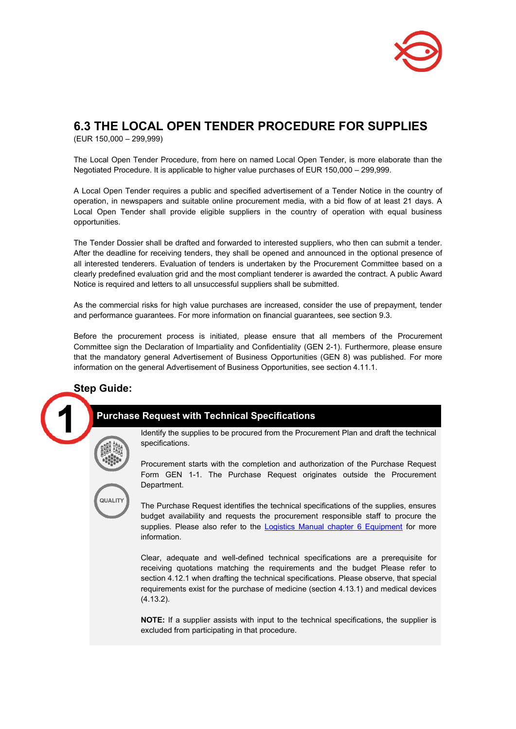# 6.3 THE LOCAL OPEN TENDER PROCEDURE FOR SUPPLIES

(EUR 150,000 – 299,999)

The Local Open Tender Procedure, from here on named Local Open Tender, is more elaborate than the Negotiated Procedure. It is applicable to higher value purchases of EUR 150,000 – 299,999.

A Local Open Tender requires a public and specified advertisement of a Tender Notice in the country of operation, in newspapers and suitable online procurement media, with a bid flow of at least 21 days. A Local Open Tender shall provide eligible suppliers in the country of operation with equal business opportunities.

The Tender Dossier shall be drafted and forwarded to interested suppliers, who then can submit a tender. After the deadline for receiving tenders, they shall be opened and announced in the optional presence of all interested tenderers. Evaluation of tenders is undertaken by the Procurement Committee based on a clearly predefined evaluation grid and the most compliant tenderer is awarded the contract. A public Award Notice is required and letters to all unsuccessful suppliers shall be submitted.

As the commercial risks for high value purchases are increased, consider the use of prepayment, tender and performance guarantees. For more information on financial guarantees, see section 9.3.

Before the procurement process is initiated, please ensure that all members of the Procurement Committee sign the Declaration of Impartiality and Confidentiality (GEN 2-1). Furthermore, please ensure that the mandatory general Advertisement of Business Opportunities (GEN 8) was published. For more information on the general Advertisement of Business Opportunities, see section 4.11.1.

## Step Guide:

### 1 Purchase Request with Technical Specifications

Identify the supplies to be procured from the Procurement Plan and draft the technical specifications.

Procurement starts with the completion and authorization of the Purchase Request Form GEN 1-1. The Purchase Request originates outside the Procurement Department.

The Purchase Request identifies the technical specifications of the supplies, ensures budget availability and requests the procurement responsible staff to procure the supplies. Please also refer to the Logistics Manual chapter 6 Equipment for more information.

Clear, adequate and well-defined technical specifications are a prerequisite for receiving quotations matching the requirements and the budget Please refer to section 4.12.1 when drafting the technical specifications. Please observe, that special requirements exist for the purchase of medicine (section 4.13.1) and medical devices (4.13.2).

**NOTE:** If a supplier assists with input to the technical specifications, the supplier is excluded from participating in that procedure.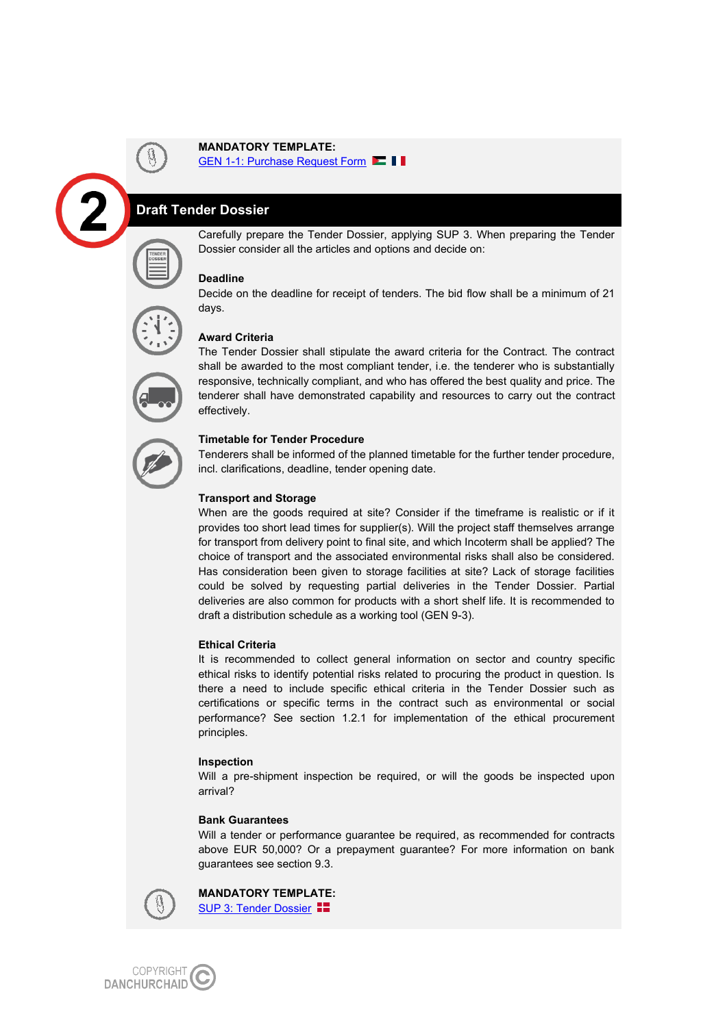**MANDATORY TEMPLATE:**
GEN 1-1: Purchase Request Form

## 2 Draft Tender Dossier

Carefully prepare the Tender Dossier, applying SUP 3. When preparing the Tender Dossier consider all the articles and options and decide on:

**Deadline**
Decide on the deadline for receipt of tenders. The bid flow shall be a minimum of 21 days.

**Award Criteria**
The Tender Dossier shall stipulate the award criteria for the Contract. The contract shall be awarded to the most compliant tender, i.e. the tenderer who is substantially responsive, technically compliant, and who has offered the best quality and price. The tenderer shall have demonstrated capability and resources to carry out the contract effectively.

**Timetable for Tender Procedure**
Tenderers shall be informed of the planned timetable for the further tender procedure, incl. clarifications, deadline, tender opening date.

**Transport and Storage**
When are the goods required at site? Consider if the timeframe is realistic or if it provides too short lead times for supplier(s). Will the project staff themselves arrange for transport from delivery point to final site, and which Incoterm shall be applied? The choice of transport and the associated environmental risks shall also be considered. Has consideration been given to storage facilities at site? Lack of storage facilities could be solved by requesting partial deliveries in the Tender Dossier. Partial deliveries are also common for products with a short shelf life. It is recommended to draft a distribution schedule as a working tool (GEN 9-3).

**Ethical Criteria**
It is recommended to collect general information on sector and country specific ethical risks to identify potential risks related to procuring the product in question. Is there a need to include specific ethical criteria in the Tender Dossier such as certifications or specific terms in the contract such as environmental or social performance? See section 1.2.1 for implementation of the ethical procurement principles.

**Inspection**
Will a pre-shipment inspection be required, or will the goods be inspected upon arrival?

**Bank Guarantees**
Will a tender or performance guarantee be required, as recommended for contracts above EUR 50,000? Or a prepayment guarantee? For more information on bank guarantees see section 9.3.

**MANDATORY TEMPLATE:**
SUP 3: Tender Dossier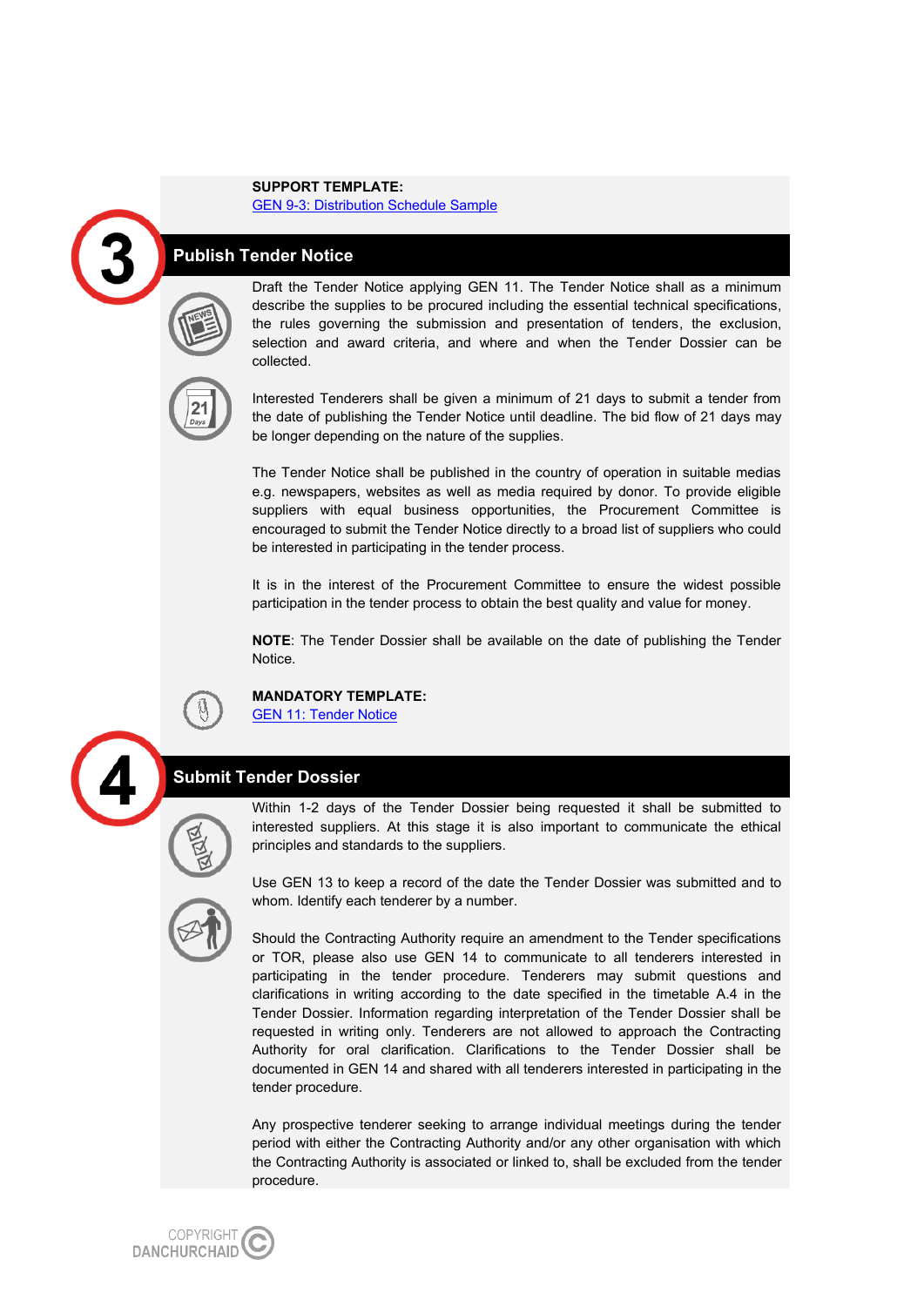**SUPPORT TEMPLATE:**
GEN 9-3: Distribution Schedule Sample

## 3 Publish Tender Notice

Draft the Tender Notice applying GEN 11. The Tender Notice shall as a minimum describe the supplies to be procured including the essential technical specifications, the rules governing the submission and presentation of tenders, the exclusion, selection and award criteria, and where and when the Tender Dossier can be collected.

Interested Tenderers shall be given a minimum of 21 days to submit a tender from the date of publishing the Tender Notice until deadline. The bid flow of 21 days may be longer depending on the nature of the supplies.

The Tender Notice shall be published in the country of operation in suitable medias e.g. newspapers, websites as well as media required by donor. To provide eligible suppliers with equal business opportunities, the Procurement Committee is encouraged to submit the Tender Notice directly to a broad list of suppliers who could be interested in participating in the tender process.

It is in the interest of the Procurement Committee to ensure the widest possible participation in the tender process to obtain the best quality and value for money.

**NOTE**: The Tender Dossier shall be available on the date of publishing the Tender Notice.

**MANDATORY TEMPLATE:**
GEN 11: Tender Notice

## 4 Submit Tender Dossier

Within 1-2 days of the Tender Dossier being requested it shall be submitted to interested suppliers. At this stage it is also important to communicate the ethical principles and standards to the suppliers.

Use GEN 13 to keep a record of the date the Tender Dossier was submitted and to whom. Identify each tenderer by a number.

Should the Contracting Authority require an amendment to the Tender specifications or TOR, please also use GEN 14 to communicate to all tenderers interested in participating in the tender procedure. Tenderers may submit questions and clarifications in writing according to the date specified in the timetable A.4 in the Tender Dossier. Information regarding interpretation of the Tender Dossier shall be requested in writing only. Tenderers are not allowed to approach the Contracting Authority for oral clarification. Clarifications to the Tender Dossier shall be documented in GEN 14 and shared with all tenderers interested in participating in the tender procedure.

Any prospective tenderer seeking to arrange individual meetings during the tender period with either the Contracting Authority and/or any other organisation with which the Contracting Authority is associated or linked to, shall be excluded from the tender procedure.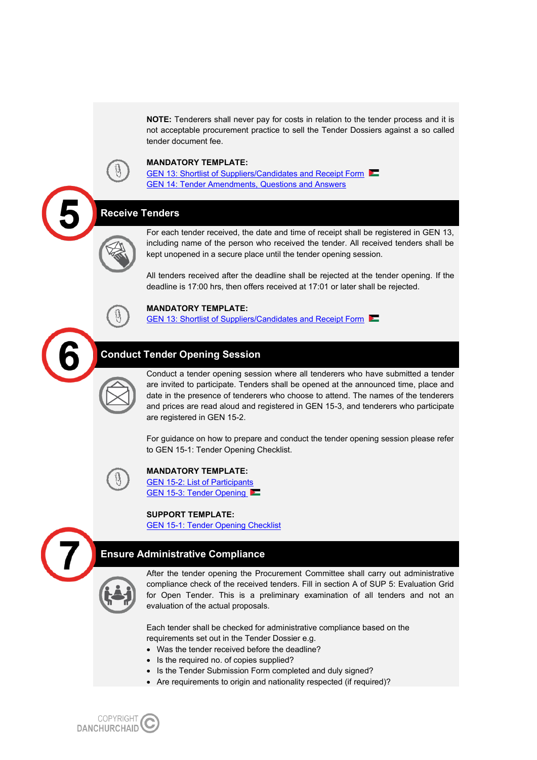**NOTE:** Tenderers shall never pay for costs in relation to the tender process and it is not acceptable procurement practice to sell the Tender Dossiers against a so called tender document fee.

**MANDATORY TEMPLATE:**
GEN 13: Shortlist of Suppliers/Candidates and Receipt Form
GEN 14: Tender Amendments, Questions and Answers

## 5 Receive Tenders

For each tender received, the date and time of receipt shall be registered in GEN 13, including name of the person who received the tender. All received tenders shall be kept unopened in a secure place until the tender opening session.

All tenders received after the deadline shall be rejected at the tender opening. If the deadline is 17:00 hrs, then offers received at 17:01 or later shall be rejected.

**MANDATORY TEMPLATE:**
GEN 13: Shortlist of Suppliers/Candidates and Receipt Form

## 6 Conduct Tender Opening Session

Conduct a tender opening session where all tenderers who have submitted a tender are invited to participate. Tenders shall be opened at the announced time, place and date in the presence of tenderers who choose to attend. The names of the tenderers and prices are read aloud and registered in GEN 15-3, and tenderers who participate are registered in GEN 15-2.

For guidance on how to prepare and conduct the tender opening session please refer to GEN 15-1: Tender Opening Checklist.

**MANDATORY TEMPLATE:**
GEN 15-2: List of Participants
GEN 15-3: Tender Opening

**SUPPORT TEMPLATE:**
GEN 15-1: Tender Opening Checklist

## 7 Ensure Administrative Compliance

After the tender opening the Procurement Committee shall carry out administrative compliance check of the received tenders. Fill in section A of SUP 5: Evaluation Grid for Open Tender. This is a preliminary examination of all tenders and not an evaluation of the actual proposals.

Each tender shall be checked for administrative compliance based on the requirements set out in the Tender Dossier e.g.

- Was the tender received before the deadline?
- Is the required no. of copies supplied?
- Is the Tender Submission Form completed and duly signed?
- Are requirements to origin and nationality respected (if required)?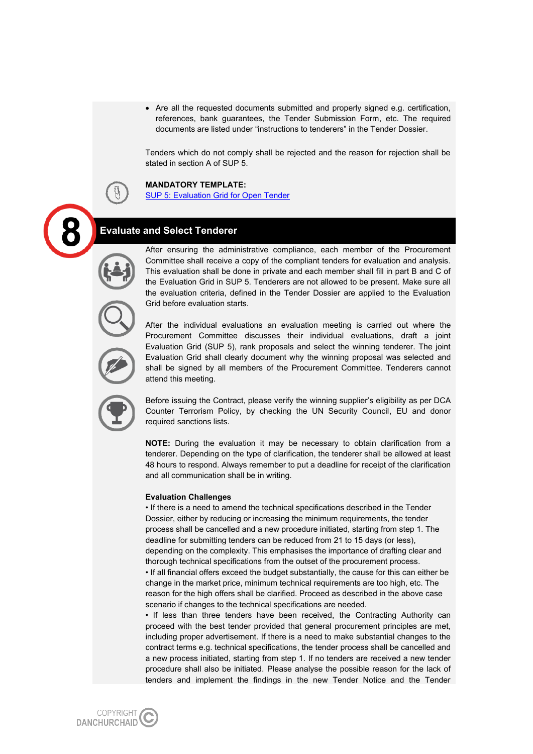- Are all the requested documents submitted and properly signed e.g. certification, references, bank guarantees, the Tender Submission Form, etc. The required documents are listed under "instructions to tenderers" in the Tender Dossier.

Tenders which do not comply shall be rejected and the reason for rejection shall be stated in section A of SUP 5.

**MANDATORY TEMPLATE:**
[SUP 5: Evaluation Grid for Open Tender]

## 8 Evaluate and Select Tenderer

After ensuring the administrative compliance, each member of the Procurement Committee shall receive a copy of the compliant tenders for evaluation and analysis. This evaluation shall be done in private and each member shall fill in part B and C of the Evaluation Grid in SUP 5. Tenderers are not allowed to be present. Make sure all the evaluation criteria, defined in the Tender Dossier are applied to the Evaluation Grid before evaluation starts.

After the individual evaluations an evaluation meeting is carried out where the Procurement Committee discusses their individual evaluations, draft a joint Evaluation Grid (SUP 5), rank proposals and select the winning tenderer. The joint Evaluation Grid shall clearly document why the winning proposal was selected and shall be signed by all members of the Procurement Committee. Tenderers cannot attend this meeting.

Before issuing the Contract, please verify the winning supplier's eligibility as per DCA Counter Terrorism Policy, by checking the UN Security Council, EU and donor required sanctions lists.

**NOTE:** During the evaluation it may be necessary to obtain clarification from a tenderer. Depending on the type of clarification, the tenderer shall be allowed at least 48 hours to respond. Always remember to put a deadline for receipt of the clarification and all communication shall be in writing.

**Evaluation Challenges**

- If there is a need to amend the technical specifications described in the Tender Dossier, either by reducing or increasing the minimum requirements, the tender process shall be cancelled and a new procedure initiated, starting from step 1. The deadline for submitting tenders can be reduced from 21 to 15 days (or less), depending on the complexity. This emphasises the importance of drafting clear and thorough technical specifications from the outset of the procurement process.
- If all financial offers exceed the budget substantially, the cause for this can either be change in the market price, minimum technical requirements are too high, etc. The reason for the high offers shall be clarified. Proceed as described in the above case scenario if changes to the technical specifications are needed.
- If less than three tenders have been received, the Contracting Authority can proceed with the best tender provided that general procurement principles are met, including proper advertisement. If there is a need to make substantial changes to the contract terms e.g. technical specifications, the tender process shall be cancelled and a new process initiated, starting from step 1. If no tenders are received a new tender procedure shall also be initiated. Please analyse the possible reason for the lack of tenders and implement the findings in the new Tender Notice and the Tender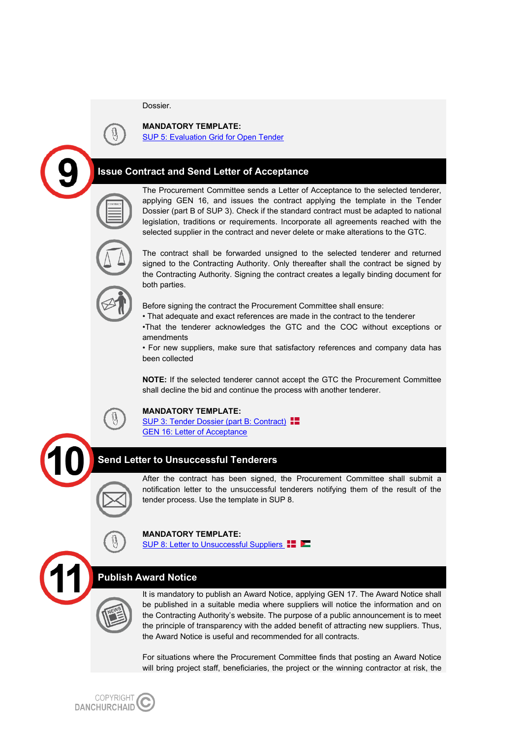Dossier.

**MANDATORY TEMPLATE:**
SUP 5: Evaluation Grid for Open Tender

## 9 Issue Contract and Send Letter of Acceptance

The Procurement Committee sends a Letter of Acceptance to the selected tenderer, applying GEN 16, and issues the contract applying the template in the Tender Dossier (part B of SUP 3). Check if the standard contract must be adapted to national legislation, traditions or requirements. Incorporate all agreements reached with the selected supplier in the contract and never delete or make alterations to the GTC.

The contract shall be forwarded unsigned to the selected tenderer and returned signed to the Contracting Authority. Only thereafter shall the contract be signed by the Contracting Authority. Signing the contract creates a legally binding document for both parties.

Before signing the contract the Procurement Committee shall ensure:

- That adequate and exact references are made in the contract to the tenderer
- That the tenderer acknowledges the GTC and the COC without exceptions or amendments
- For new suppliers, make sure that satisfactory references and company data has been collected

**NOTE:** If the selected tenderer cannot accept the GTC the Procurement Committee shall decline the bid and continue the process with another tenderer.

**MANDATORY TEMPLATE:**
SUP 3: Tender Dossier (part B: Contract)
GEN 16: Letter of Acceptance

## 10 Send Letter to Unsuccessful Tenderers

After the contract has been signed, the Procurement Committee shall submit a notification letter to the unsuccessful tenderers notifying them of the result of the tender process. Use the template in SUP 8.

**MANDATORY TEMPLATE:**
SUP 8: Letter to Unsuccessful Suppliers

## 11 Publish Award Notice

It is mandatory to publish an Award Notice, applying GEN 17. The Award Notice shall be published in a suitable media where suppliers will notice the information and on the Contracting Authority's website. The purpose of a public announcement is to meet the principle of transparency with the added benefit of attracting new suppliers. Thus, the Award Notice is useful and recommended for all contracts.

For situations where the Procurement Committee finds that posting an Award Notice will bring project staff, beneficiaries, the project or the winning contractor at risk, the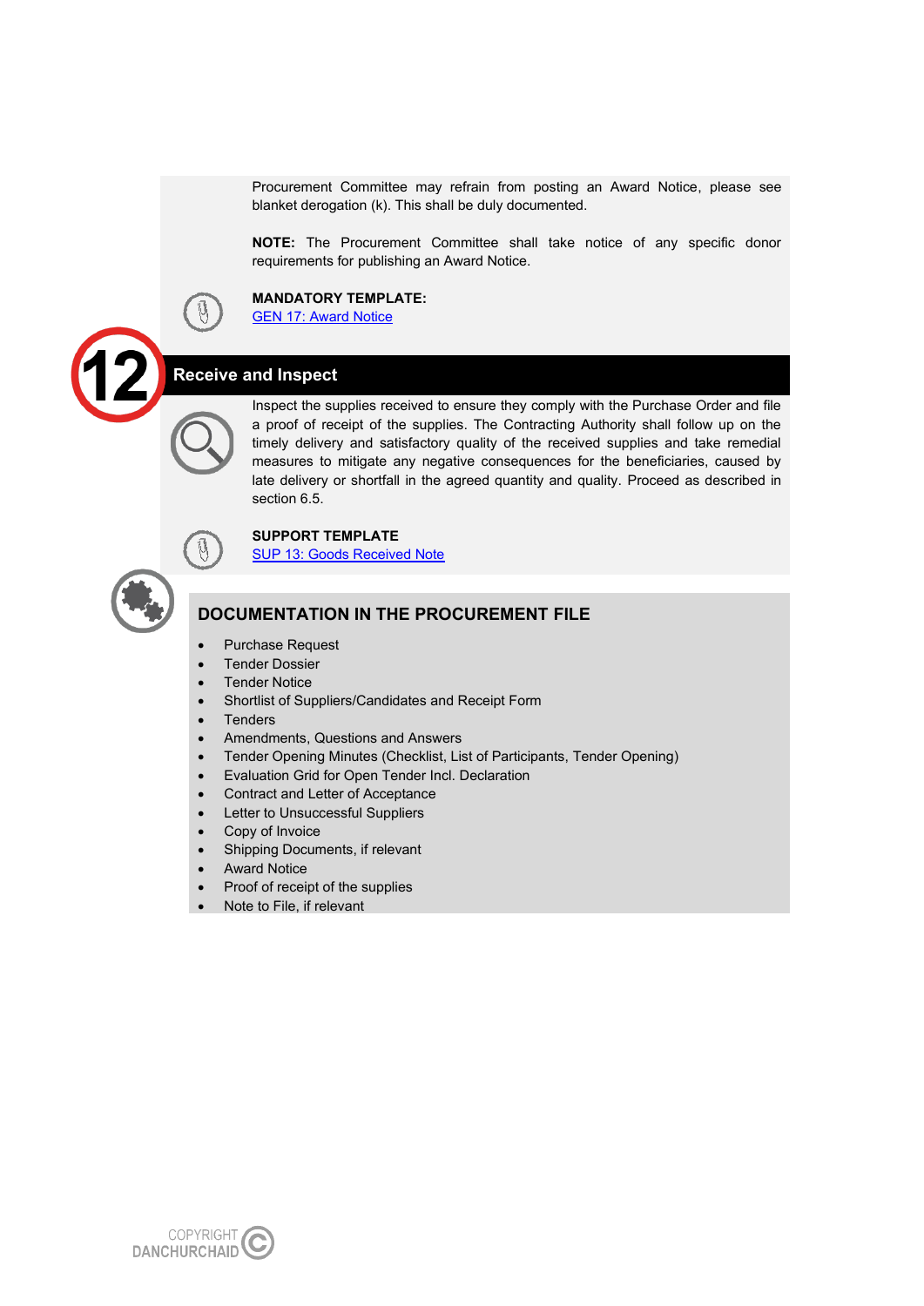Procurement Committee may refrain from posting an Award Notice, please see blanket derogation (k). This shall be duly documented.

**NOTE:** The Procurement Committee shall take notice of any specific donor requirements for publishing an Award Notice.

**MANDATORY TEMPLATE:**
GEN 17: Award Notice

## 12 Receive and Inspect

Inspect the supplies received to ensure they comply with the Purchase Order and file a proof of receipt of the supplies. The Contracting Authority shall follow up on the timely delivery and satisfactory quality of the received supplies and take remedial measures to mitigate any negative consequences for the beneficiaries, caused by late delivery or shortfall in the agreed quantity and quality. Proceed as described in section 6.5.

**SUPPORT TEMPLATE**
SUP 13: Goods Received Note

### DOCUMENTATION IN THE PROCUREMENT FILE

- Purchase Request
- Tender Dossier
- Tender Notice
- Shortlist of Suppliers/Candidates and Receipt Form
- Tenders
- Amendments, Questions and Answers
- Tender Opening Minutes (Checklist, List of Participants, Tender Opening)
- Evaluation Grid for Open Tender Incl. Declaration
- Contract and Letter of Acceptance
- Letter to Unsuccessful Suppliers
- Copy of Invoice
- Shipping Documents, if relevant
- Award Notice
- Proof of receipt of the supplies
- Note to File, if relevant